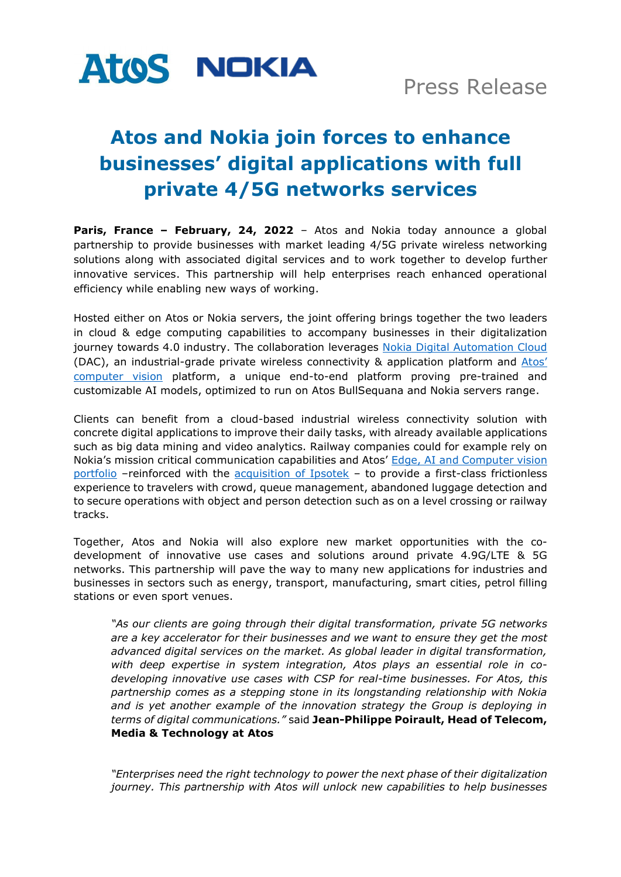Press Release

# Atos and Nokia join forces to enhance businesses' digital applications with full private 4/5G networks services

**Paris, France – February, 24, 2022** – Atos and Nokia today announce a global partnership to provide businesses with market leading 4/5G private wireless networking solutions along with associated digital services and to work together to develop further innovative services. This partnership will help enterprises reach enhanced operational efficiency while enabling new ways of working.

Hosted either on Atos or Nokia servers, the joint offering brings together the two leaders in cloud & edge computing capabilities to accompany businesses in their digitalization journey towards 4.0 industry. The collaboration leverages Nokia Digital Automation Cloud (DAC), an industrial-grade private wireless connectivity & application platform and Atos' computer vision platform, a unique end-to-end platform proving pre-trained and customizable AI models, optimized to run on Atos BullSequana and Nokia servers range.

Clients can benefit from a cloud-based industrial wireless connectivity solution with concrete digital applications to improve their daily tasks, with already available applications such as big data mining and video analytics. Railway companies could for example rely on Nokia's mission critical communication capabilities and Atos' Edge, AI and Computer vision portfolio –reinforced with the acquisition of Ipsotek – to provide a first-class frictionless experience to travelers with crowd, queue management, abandoned luggage detection and to secure operations with object and person detection such as on a level crossing or railway tracks.

Together, Atos and Nokia will also explore new market opportunities with the co-development of innovative use cases and solutions around private 4.9G/LTE & 5G networks. This partnership will pave the way to many new applications for industries and businesses in sectors such as energy, transport, manufacturing, smart cities, petrol filling stations or even sport venues.

> *"As our clients are going through their digital transformation, private 5G networks are a key accelerator for their businesses and we want to ensure they get the most advanced digital services on the market. As global leader in digital transformation, with deep expertise in system integration, Atos plays an essential role in co-developing innovative use cases with CSP for real-time businesses. For Atos, this partnership comes as a stepping stone in its longstanding relationship with Nokia and is yet another example of the innovation strategy the Group is deploying in terms of digital communications."* said **Jean-Philippe Poirault, Head of Telecom, Media & Technology at Atos**

> *"Enterprises need the right technology to power the next phase of their digitalization journey. This partnership with Atos will unlock new capabilities to help businesses*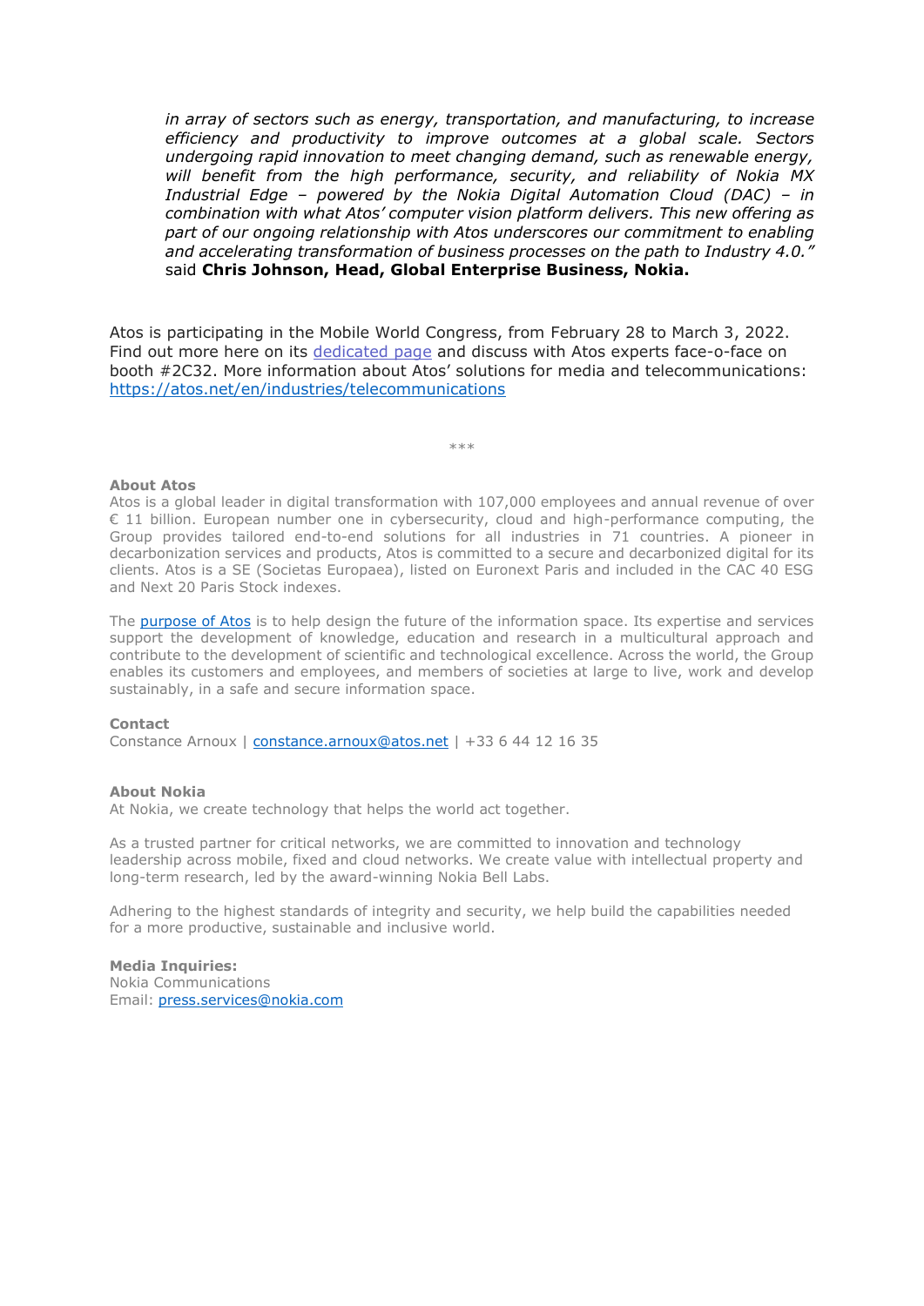*in array of sectors such as energy, transportation, and manufacturing, to increase efficiency and productivity to improve outcomes at a global scale. Sectors undergoing rapid innovation to meet changing demand, such as renewable energy, will benefit from the high performance, security, and reliability of Nokia MX Industrial Edge – powered by the Nokia Digital Automation Cloud (DAC) – in combination with what Atos' computer vision platform delivers. This new offering as part of our ongoing relationship with Atos underscores our commitment to enabling and accelerating transformation of business processes on the path to Industry 4.0."* said **Chris Johnson, Head, Global Enterprise Business, Nokia.**

Atos is participating in the Mobile World Congress, from February 28 to March 3, 2022. Find out more here on its [dedicated page] and discuss with Atos experts face-o-face on booth #2C32. More information about Atos' solutions for media and telecommunications: https://atos.net/en/industries/telecommunications

***

**About Atos**

Atos is a global leader in digital transformation with 107,000 employees and annual revenue of over € 11 billion. European number one in cybersecurity, cloud and high-performance computing, the Group provides tailored end-to-end solutions for all industries in 71 countries. A pioneer in decarbonization services and products, Atos is committed to a secure and decarbonized digital for its clients. Atos is a SE (Societas Europaea), listed on Euronext Paris and included in the CAC 40 ESG and Next 20 Paris Stock indexes.

The [purpose of Atos] is to help design the future of the information space. Its expertise and services support the development of knowledge, education and research in a multicultural approach and contribute to the development of scientific and technological excellence. Across the world, the Group enables its customers and employees, and members of societies at large to live, work and develop sustainably, in a safe and secure information space.

**Contact**

Constance Arnoux | constance.arnoux@atos.net | +33 6 44 12 16 35

**About Nokia**

At Nokia, we create technology that helps the world act together.

As a trusted partner for critical networks, we are committed to innovation and technology leadership across mobile, fixed and cloud networks. We create value with intellectual property and long-term research, led by the award-winning Nokia Bell Labs.

Adhering to the highest standards of integrity and security, we help build the capabilities needed for a more productive, sustainable and inclusive world.

**Media Inquiries:**

Nokia Communications

Email: press.services@nokia.com